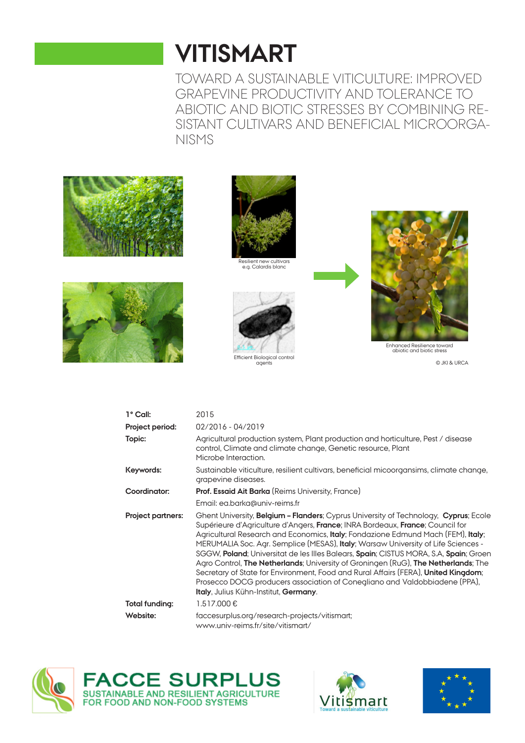# VITISMART

TOWARD A SUSTAINABLE VITICULTURE: IMPROVED GRAPEVINE PRODUCTIVITY AND TOLERANCE TO ABIOTIC AND BIOTIC STRESSES BY COMBINING RESISTANT CULTIVARS AND BENEFICIAL MICROORGANISMS

Resilient new cultivars e.g. Calardis blanc

Efficient Biological control agents

Enhanced Resilience toward abiotic and biotic stress

© JKI & URCA

| | |
|---|---|
| **1° Call:** | 2015 |
| **Project period:** | 02/2016 - 04/2019 |
| **Topic:** | Agricultural production system, Plant production and horticulture, Pest / disease control, Climate and climate change, Genetic resource, Plant Microbe Interaction. |
| **Keywords:** | Sustainable viticulture, resilient cultivars, beneficial micoorgansims, climate change, grapevine diseases. |
| **Coordinator:** | **Prof. Essaid Ait Barka** (Reims University, France)<br>Email: ea.barka@univ-reims.fr |
| **Project partners:** | Ghent University, **Belgium – Flanders**; Cyprus University of Technology, **Cyprus**; Ecole Supérieure d'Agriculture d'Angers, **France**; INRA Bordeaux, **France**; Council for Agricultural Research and Economics, **Italy**; Fondazione Edmund Mach (FEM), **Italy**; MERUMALIA Soc. Agr. Semplice (MESAS), **Italy**; Warsaw University of Life Sciences - SGGW, **Poland**; Universitat de les Illes Balears, **Spain**; CISTUS MORA, S.A, **Spain**; Groen Agro Control, **The Netherlands**; University of Groningen (RuG), **The Netherlands**; The Secretary of State for Environment, Food and Rural Affairs (FERA), **United Kingdom**; Prosecco DOCG producers association of Conegliano and Valdobbiadene (PPA), **Italy**, Julius Kühn-Institut, **Germany**. |
| **Total funding:** | 1.517.000 € |
| **Website:** | faccesurplus.org/research-projects/vitismart;<br>www.univ-reims.fr/site/vitismart/ |

FACCE SURPLUS
SUSTAINABLE AND RESILIENT AGRICULTURE FOR FOOD AND NON-FOOD SYSTEMS

Vitismart
Toward a sustainable viticulture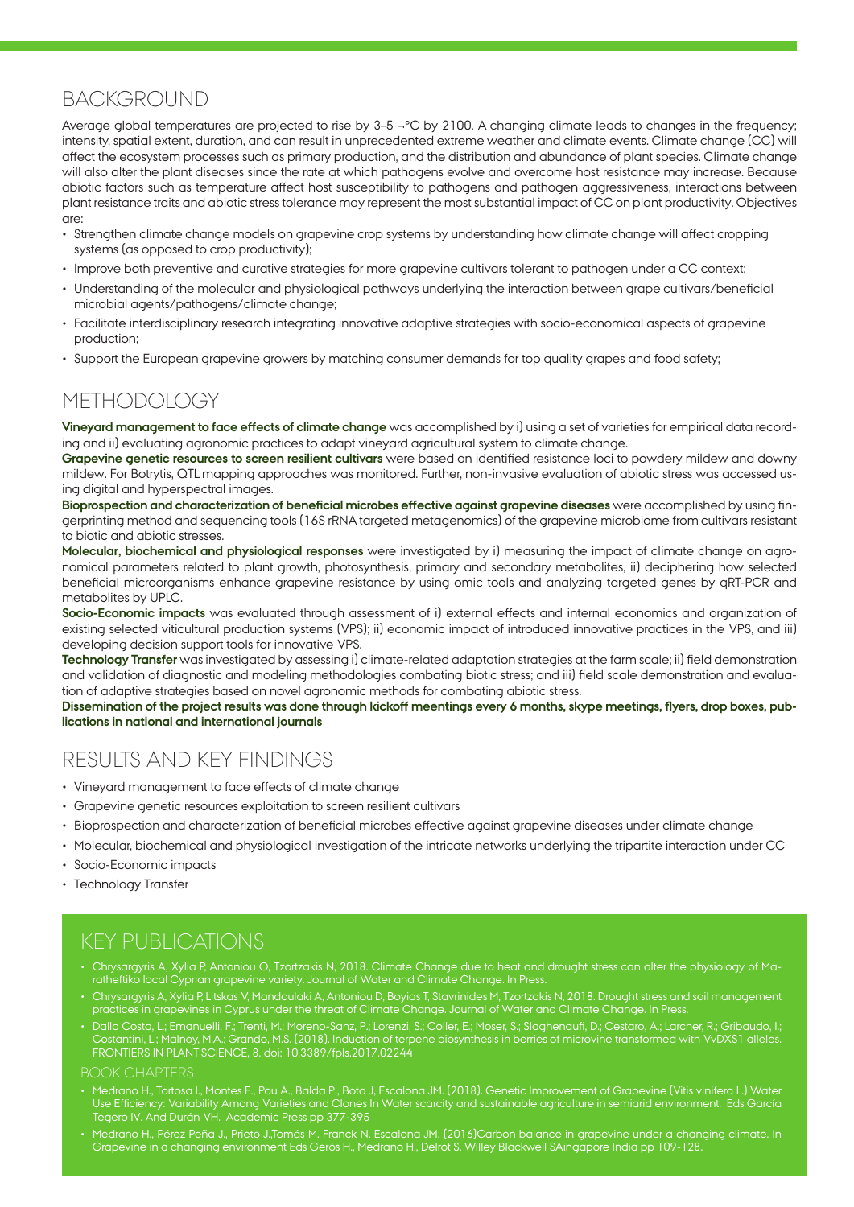## BACKGROUND

Average global temperatures are projected to rise by 3–5 ¬°C by 2100. A changing climate leads to changes in the frequency; intensity, spatial extent, duration, and can result in unprecedented extreme weather and climate events. Climate change (CC) will affect the ecosystem processes such as primary production, and the distribution and abundance of plant species. Climate change will also alter the plant diseases since the rate at which pathogens evolve and overcome host resistance may increase. Because abiotic factors such as temperature affect host susceptibility to pathogens and pathogen aggressiveness, interactions between plant resistance traits and abiotic stress tolerance may represent the most substantial impact of CC on plant productivity. Objectives are:

- Strengthen climate change models on grapevine crop systems by understanding how climate change will affect cropping systems (as opposed to crop productivity);
- Improve both preventive and curative strategies for more grapevine cultivars tolerant to pathogen under a CC context;
- Understanding of the molecular and physiological pathways underlying the interaction between grape cultivars/beneficial microbial agents/pathogens/climate change;
- Facilitate interdisciplinary research integrating innovative adaptive strategies with socio-economical aspects of grapevine production;
- Support the European grapevine growers by matching consumer demands for top quality grapes and food safety;

## METHODOLOGY

**Vineyard management to face effects of climate change** was accomplished by i) using a set of varieties for empirical data recording and ii) evaluating agronomic practices to adapt vineyard agricultural system to climate change.

**Grapevine genetic resources to screen resilient cultivars** were based on identified resistance loci to powdery mildew and downy mildew. For Botrytis, QTL mapping approaches was monitored. Further, non-invasive evaluation of abiotic stress was accessed using digital and hyperspectral images.

**Bioprospection and characterization of beneficial microbes effective against grapevine diseases** were accomplished by using fingerprinting method and sequencing tools (16S rRNA targeted metagenomics) of the grapevine microbiome from cultivars resistant to biotic and abiotic stresses.

**Molecular, biochemical and physiological responses** were investigated by i) measuring the impact of climate change on agronomical parameters related to plant growth, photosynthesis, primary and secondary metabolites, ii) deciphering how selected beneficial microorganisms enhance grapevine resistance by using omic tools and analyzing targeted genes by qRT-PCR and metabolites by UPLC.

**Socio-Economic impacts** was evaluated through assessment of i) external effects and internal economics and organization of existing selected viticultural production systems (VPS); ii) economic impact of introduced innovative practices in the VPS, and iii) developing decision support tools for innovative VPS.

**Technology Transfer** was investigated by assessing i) climate-related adaptation strategies at the farm scale; ii) field demonstration and validation of diagnostic and modeling methodologies combating biotic stress; and iii) field scale demonstration and evaluation of adaptive strategies based on novel agronomic methods for combating abiotic stress.

**Dissemination of the project results was done through kickoff meentings every 6 months, skype meetings, flyers, drop boxes, publications in national and international journals**

## RESULTS AND KEY FINDINGS

- Vineyard management to face effects of climate change
- Grapevine genetic resources exploitation to screen resilient cultivars
- Bioprospection and characterization of beneficial microbes effective against grapevine diseases under climate change
- Molecular, biochemical and physiological investigation of the intricate networks underlying the tripartite interaction under CC
- Socio-Economic impacts
- Technology Transfer

## KEY PUBLICATIONS

- Chrysargyris A, Xylia P, Antoniou O, Tzortzakis N, 2018. Climate Change due to heat and drought stress can alter the physiology of Maratheftiko local Cyprian grapevine variety. Journal of Water and Climate Change. In Press.
- Chrysargyris A, Xylia P, Litskas V, Mandoulaki A, Antoniou D, Boyias T, Stavrinides M, Tzortzakis N, 2018. Drought stress and soil management practices in grapevines in Cyprus under the threat of Climate Change. Journal of Water and Climate Change. In Press.
- Dalla Costa, L.; Emanuelli, F.; Trenti, M.; Moreno-Sanz, P.; Lorenzi, S.; Coller, E.; Moser, S.; Slaghenaufi, D.; Cestaro, A.; Larcher, R.; Gribaudo, I.; Costantini, L.; Malnoy, M.A.; Grando, M.S. (2018). Induction of terpene biosynthesis in berries of microvine transformed with VvDXS1 alleles. FRONTIERS IN PLANT SCIENCE, 8. doi: 10.3389/fpls.2017.02244

### BOOK CHAPTERS

- Medrano H., Tortosa I., Montes E., Pou A., Balda P., Bota J, Escalona JM. (2018). Genetic Improvement of Grapevine (Vitis vinifera L.) Water Use Efficiency: Variability Among Varieties and Clones In Water scarcity and sustainable agriculture in semiarid environment. Eds García Tegero IV. And Durán VH. Academic Press pp 377-395
- Medrano H., Pérez Peña J., Prieto J.,Tomás M. Franck N. Escalona JM. (2016)Carbon balance in grapevine under a changing climate. In Grapevine in a changing environment Eds Gerós H., Medrano H., Delrot S. Willey Blackwell SAingapore India pp 109-128.